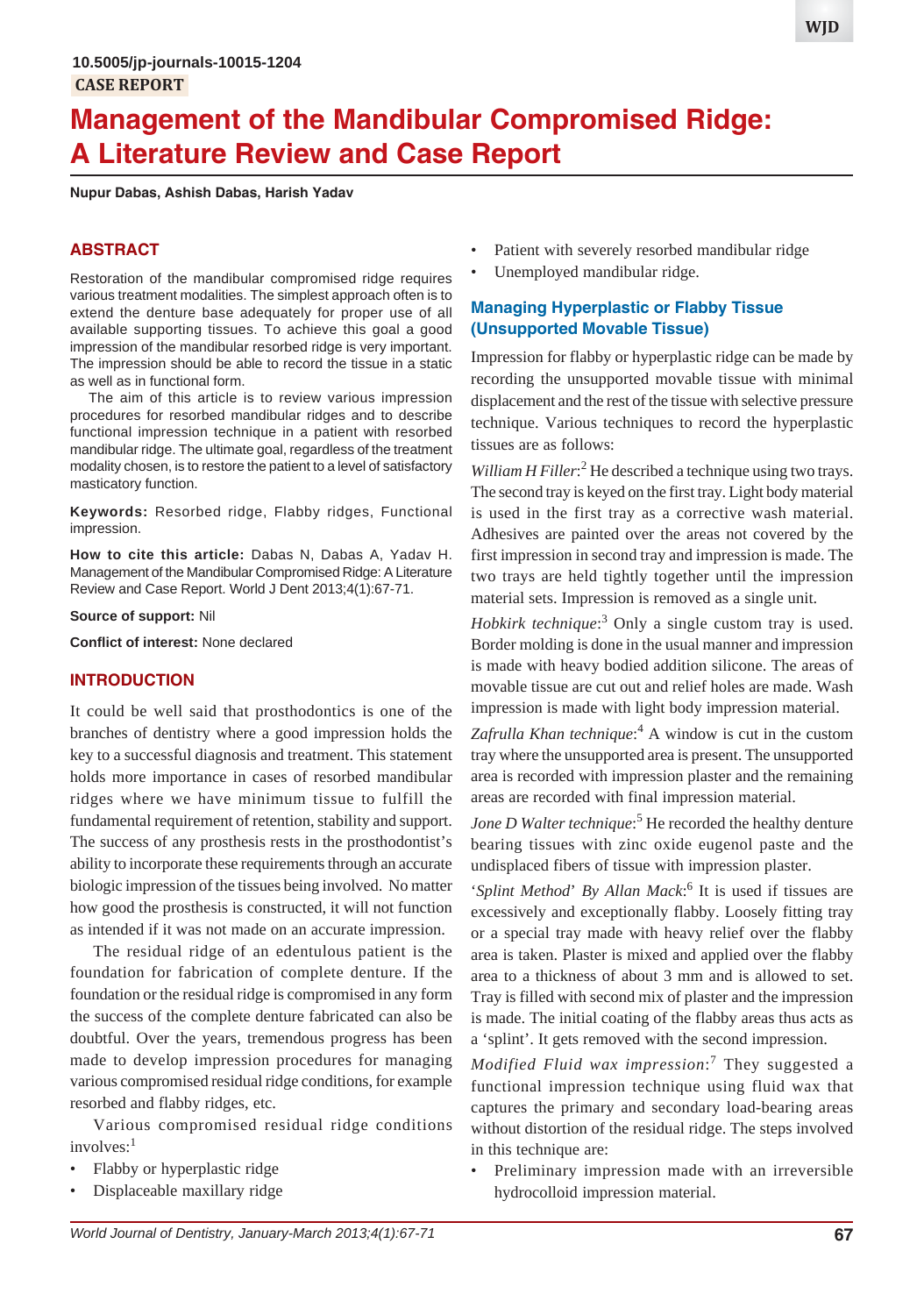10.5005/jp-journals-10015-1204

CASE REPORT

# Management of the Mandibular Compromised Ridge: A Literature Review and Case Report

**Nupur Dabas, Ashish Dabas, Harish Yadav**

## ABSTRACT

Restoration of the mandibular compromised ridge requires various treatment modalities. The simplest approach often is to extend the denture base adequately for proper use of all available supporting tissues. To achieve this goal a good impression of the mandibular resorbed ridge is very important. The impression should be able to record the tissue in a static as well as in functional form.

The aim of this article is to review various impression procedures for resorbed mandibular ridges and to describe functional impression technique in a patient with resorbed mandibular ridge. The ultimate goal, regardless of the treatment modality chosen, is to restore the patient to a level of satisfactory masticatory function.

**Keywords:** Resorbed ridge, Flabby ridges, Functional impression.

**How to cite this article:** Dabas N, Dabas A, Yadav H. Management of the Mandibular Compromised Ridge: A Literature Review and Case Report. World J Dent 2013;4(1):67-71.

**Source of support:** Nil

**Conflict of interest:** None declared

## INTRODUCTION

It could be well said that prosthodontics is one of the branches of dentistry where a good impression holds the key to a successful diagnosis and treatment. This statement holds more importance in cases of resorbed mandibular ridges where we have minimum tissue to fulfill the fundamental requirement of retention, stability and support. The success of any prosthesis rests in the prosthodontist's ability to incorporate these requirements through an accurate biologic impression of the tissues being involved. No matter how good the prosthesis is constructed, it will not function as intended if it was not made on an accurate impression.

The residual ridge of an edentulous patient is the foundation for fabrication of complete denture. If the foundation or the residual ridge is compromised in any form the success of the complete denture fabricated can also be doubtful. Over the years, tremendous progress has been made to develop impression procedures for managing various compromised residual ridge conditions, for example resorbed and flabby ridges, etc.

Various compromised residual ridge conditions involves:[1]

- Flabby or hyperplastic ridge
- Displaceable maxillary ridge
- Patient with severely resorbed mandibular ridge
- Unemployed mandibular ridge.

## Managing Hyperplastic or Flabby Tissue (Unsupported Movable Tissue)

Impression for flabby or hyperplastic ridge can be made by recording the unsupported movable tissue with minimal displacement and the rest of the tissue with selective pressure technique. Various techniques to record the hyperplastic tissues are as follows:

*William H Filler*:[2] He described a technique using two trays. The second tray is keyed on the first tray. Light body material is used in the first tray as a corrective wash material. Adhesives are painted over the areas not covered by the first impression in second tray and impression is made. The two trays are held tightly together until the impression material sets. Impression is removed as a single unit.

*Hobkirk technique*:[3] Only a single custom tray is used. Border molding is done in the usual manner and impression is made with heavy bodied addition silicone. The areas of movable tissue are cut out and relief holes are made. Wash impression is made with light body impression material.

*Zafrulla Khan technique*:[4] A window is cut in the custom tray where the unsupported area is present. The unsupported area is recorded with impression plaster and the remaining areas are recorded with final impression material.

*Jone D Walter technique*:[5] He recorded the healthy denture bearing tissues with zinc oxide eugenol paste and the undisplaced fibers of tissue with impression plaster.

*'Splint Method' By Allan Mack*:[6] It is used if tissues are excessively and exceptionally flabby. Loosely fitting tray or a special tray made with heavy relief over the flabby area is taken. Plaster is mixed and applied over the flabby area to a thickness of about 3 mm and is allowed to set. Tray is filled with second mix of plaster and the impression is made. The initial coating of the flabby areas thus acts as a 'splint'. It gets removed with the second impression.

*Modified Fluid wax impression*:[7] They suggested a functional impression technique using fluid wax that captures the primary and secondary load-bearing areas without distortion of the residual ridge. The steps involved in this technique are:

- Preliminary impression made with an irreversible hydrocolloid impression material.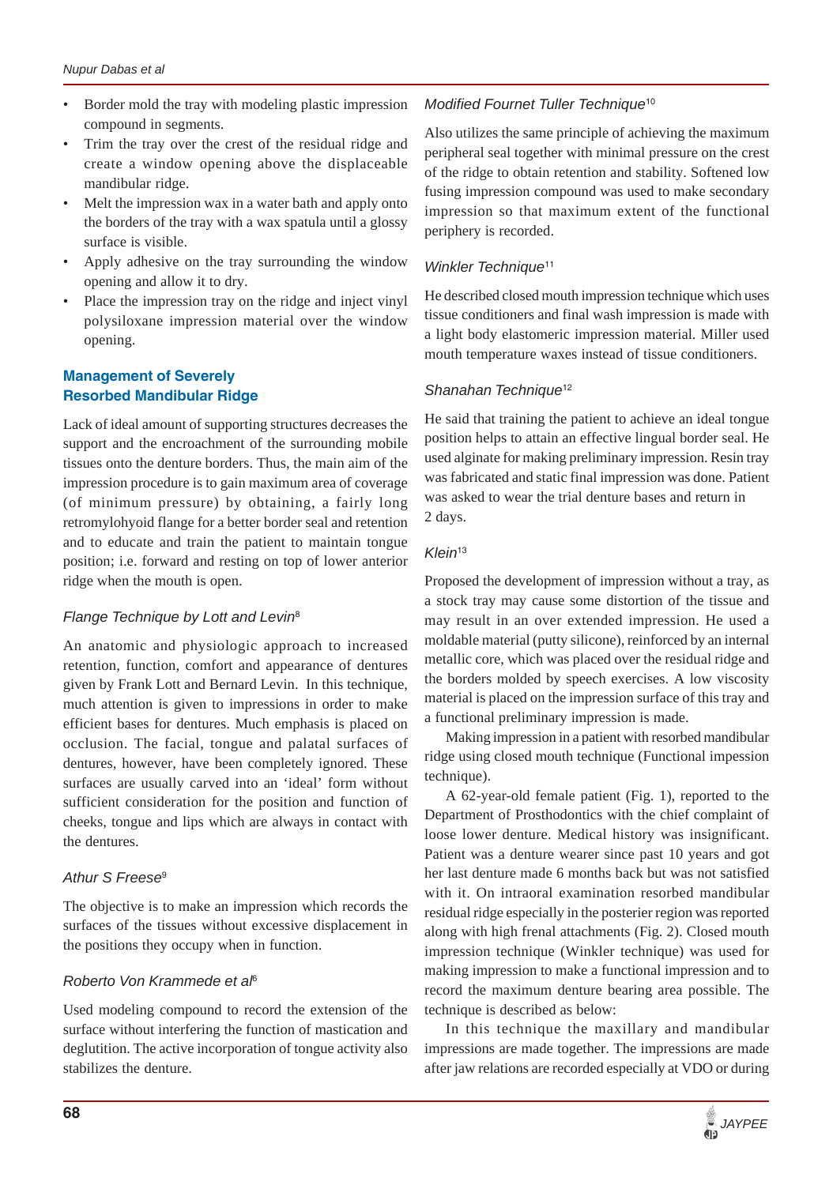- Border mold the tray with modeling plastic impression compound in segments.
- Trim the tray over the crest of the residual ridge and create a window opening above the displaceable mandibular ridge.
- Melt the impression wax in a water bath and apply onto the borders of the tray with a wax spatula until a glossy surface is visible.
- Apply adhesive on the tray surrounding the window opening and allow it to dry.
- Place the impression tray on the ridge and inject vinyl polysiloxane impression material over the window opening.

## Management of Severely Resorbed Mandibular Ridge

Lack of ideal amount of supporting structures decreases the support and the encroachment of the surrounding mobile tissues onto the denture borders. Thus, the main aim of the impression procedure is to gain maximum area of coverage (of minimum pressure) by obtaining, a fairly long retromylohyoid flange for a better border seal and retention and to educate and train the patient to maintain tongue position; i.e. forward and resting on top of lower anterior ridge when the mouth is open.

### *Flange Technique by Lott and Levin*[8]

An anatomic and physiologic approach to increased retention, function, comfort and appearance of dentures given by Frank Lott and Bernard Levin. In this technique, much attention is given to impressions in order to make efficient bases for dentures. Much emphasis is placed on occlusion. The facial, tongue and palatal surfaces of dentures, however, have been completely ignored. These surfaces are usually carved into an 'ideal' form without sufficient consideration for the position and function of cheeks, tongue and lips which are always in contact with the dentures.

### *Athur S Freese*[9]

The objective is to make an impression which records the surfaces of the tissues without excessive displacement in the positions they occupy when in function.

### *Roberto Von Krammede et al*[6]

Used modeling compound to record the extension of the surface without interfering the function of mastication and deglutition. The active incorporation of tongue activity also stabilizes the denture.

### *Modified Fournet Tuller Technique*[10]

Also utilizes the same principle of achieving the maximum peripheral seal together with minimal pressure on the crest of the ridge to obtain retention and stability. Softened low fusing impression compound was used to make secondary impression so that maximum extent of the functional periphery is recorded.

### *Winkler Technique*[11]

He described closed mouth impression technique which uses tissue conditioners and final wash impression is made with a light body elastomeric impression material. Miller used mouth temperature waxes instead of tissue conditioners.

### *Shanahan Technique*[12]

He said that training the patient to achieve an ideal tongue position helps to attain an effective lingual border seal. He used alginate for making preliminary impression. Resin tray was fabricated and static final impression was done. Patient was asked to wear the trial denture bases and return in 2 days.

### *Klein*[13]

Proposed the development of impression without a tray, as a stock tray may cause some distortion of the tissue and may result in an over extended impression. He used a moldable material (putty silicone), reinforced by an internal metallic core, which was placed over the residual ridge and the borders molded by speech exercises. A low viscosity material is placed on the impression surface of this tray and a functional preliminary impression is made.

Making impression in a patient with resorbed mandibular ridge using closed mouth technique (Functional impression technique).

A 62-year-old female patient (Fig. 1), reported to the Department of Prosthodontics with the chief complaint of loose lower denture. Medical history was insignificant. Patient was a denture wearer since past 10 years and got her last denture made 6 months back but was not satisfied with it. On intraoral examination resorbed mandibular residual ridge especially in the posterier region was reported along with high frenal attachments (Fig. 2). Closed mouth impression technique (Winkler technique) was used for making impression to make a functional impression and to record the maximum denture bearing area possible. The technique is described as below:

In this technique the maxillary and mandibular impressions are made together. The impressions are made after jaw relations are recorded especially at VDO or during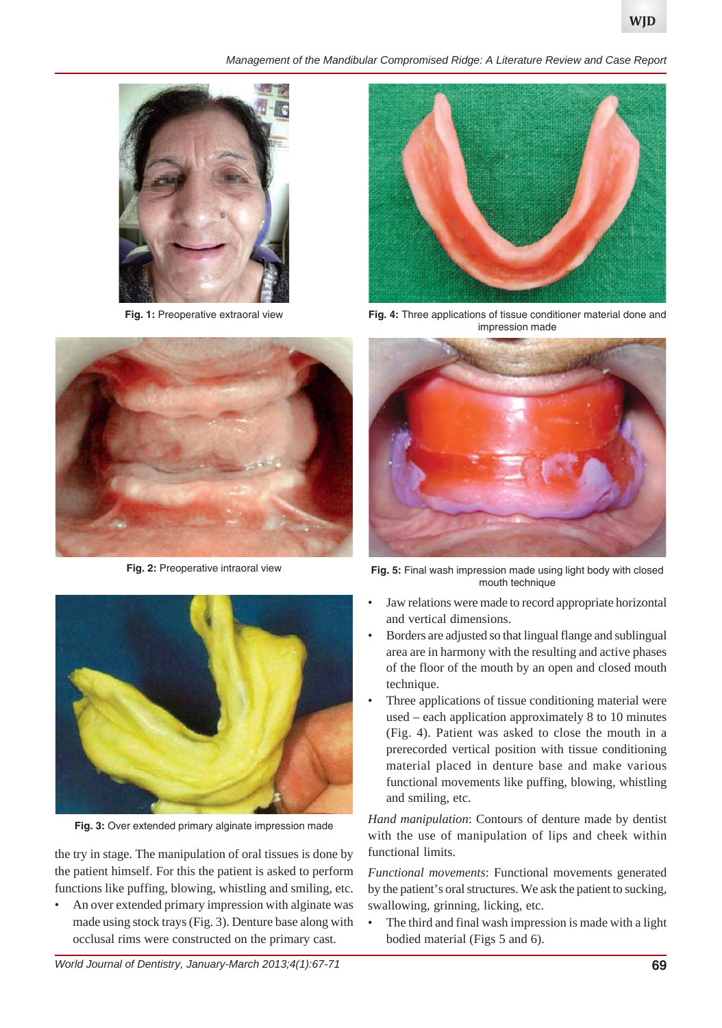Fig. 1: Preoperative extraoral view

Fig. 2: Preoperative intraoral view

Fig. 3: Over extended primary alginate impression made

the try in stage. The manipulation of oral tissues is done by the patient himself. For this the patient is asked to perform functions like puffing, blowing, whistling and smiling, etc.

- An over extended primary impression with alginate was made using stock trays (Fig. 3). Denture base along with occlusal rims were constructed on the primary cast.

Fig. 4: Three applications of tissue conditioner material done and impression made

Fig. 5: Final wash impression made using light body with closed mouth technique

- Jaw relations were made to record appropriate horizontal and vertical dimensions.
- Borders are adjusted so that lingual flange and sublingual area are in harmony with the resulting and active phases of the floor of the mouth by an open and closed mouth technique.
- Three applications of tissue conditioning material were used – each application approximately 8 to 10 minutes (Fig. 4). Patient was asked to close the mouth in a prerecorded vertical position with tissue conditioning material placed in denture base and make various functional movements like puffing, blowing, whistling and smiling, etc.

*Hand manipulation*: Contours of denture made by dentist with the use of manipulation of lips and cheek within functional limits.

*Functional movements*: Functional movements generated by the patient's oral structures. We ask the patient to sucking, swallowing, grinning, licking, etc.

- The third and final wash impression is made with a light bodied material (Figs 5 and 6).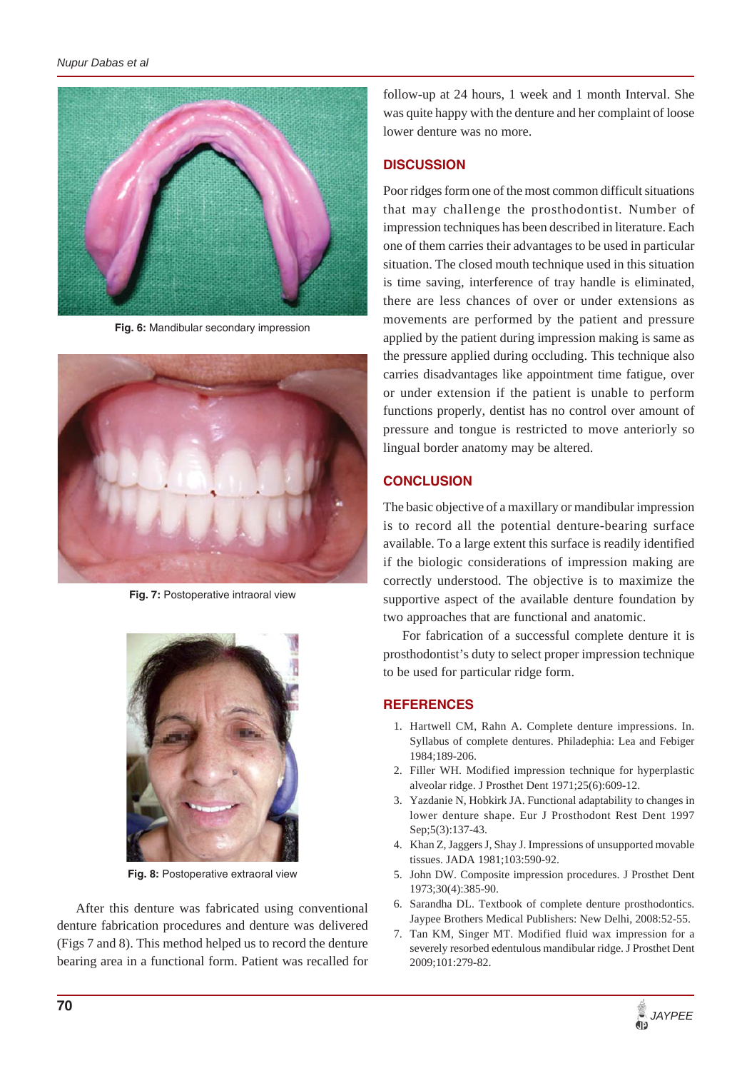Fig. 6: Mandibular secondary impression

Fig. 7: Postoperative intraoral view

Fig. 8: Postoperative extraoral view

After this denture was fabricated using conventional denture fabrication procedures and denture was delivered (Figs 7 and 8). This method helped us to record the denture bearing area in a functional form. Patient was recalled for follow-up at 24 hours, 1 week and 1 month Interval. She was quite happy with the denture and her complaint of loose lower denture was no more.

## DISCUSSION

Poor ridges form one of the most common difficult situations that may challenge the prosthodontist. Number of impression techniques has been described in literature. Each one of them carries their advantages to be used in particular situation. The closed mouth technique used in this situation is time saving, interference of tray handle is eliminated, there are less chances of over or under extensions as movements are performed by the patient and pressure applied by the patient during impression making is same as the pressure applied during occluding. This technique also carries disadvantages like appointment time fatigue, over or under extension if the patient is unable to perform functions properly, dentist has no control over amount of pressure and tongue is restricted to move anteriorly so lingual border anatomy may be altered.

## CONCLUSION

The basic objective of a maxillary or mandibular impression is to record all the potential denture-bearing surface available. To a large extent this surface is readily identified if the biologic considerations of impression making are correctly understood. The objective is to maximize the supportive aspect of the available denture foundation by two approaches that are functional and anatomic.

For fabrication of a successful complete denture it is prosthodontist's duty to select proper impression technique to be used for particular ridge form.

## REFERENCES

1. Hartwell CM, Rahn A. Complete denture impressions. In. Syllabus of complete dentures. Philadephia: Lea and Febiger 1984;189-206.
2. Filler WH. Modified impression technique for hyperplastic alveolar ridge. J Prosthet Dent 1971;25(6):609-12.
3. Yazdanie N, Hobkirk JA. Functional adaptability to changes in lower denture shape. Eur J Prosthodont Rest Dent 1997 Sep;5(3):137-43.
4. Khan Z, Jaggers J, Shay J. Impressions of unsupported movable tissues. JADA 1981;103:590-92.
5. John DW. Composite impression procedures. J Prosthet Dent 1973;30(4):385-90.
6. Sarandha DL. Textbook of complete denture prosthodontics. Jaypee Brothers Medical Publishers: New Delhi, 2008:52-55.
7. Tan KM, Singer MT. Modified fluid wax impression for a severely resorbed edentulous mandibular ridge. J Prosthet Dent 2009;101:279-82.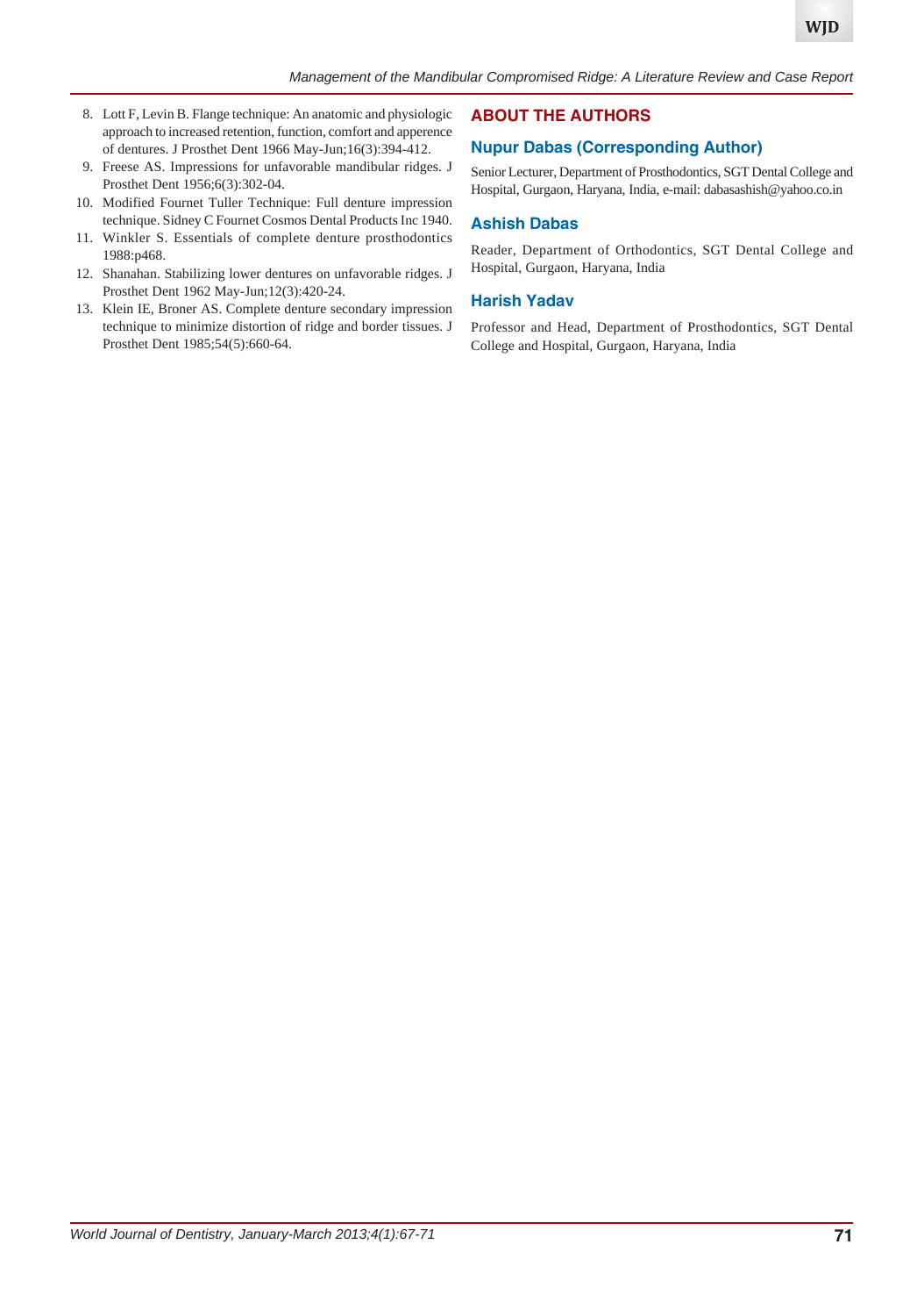8. Lott F, Levin B. Flange technique: An anatomic and physiologic approach to increased retention, function, comfort and apperence of dentures. J Prosthet Dent 1966 May-Jun;16(3):394-412.
9. Freese AS. Impressions for unfavorable mandibular ridges. J Prosthet Dent 1956;6(3):302-04.
10. Modified Fournet Tuller Technique: Full denture impression technique. Sidney C Fournet Cosmos Dental Products Inc 1940.
11. Winkler S. Essentials of complete denture prosthodontics 1988:p468.
12. Shanahan. Stabilizing lower dentures on unfavorable ridges. J Prosthet Dent 1962 May-Jun;12(3):420-24.
13. Klein IE, Broner AS. Complete denture secondary impression technique to minimize distortion of ridge and border tissues. J Prosthet Dent 1985;54(5):660-64.

## ABOUT THE AUTHORS

### Nupur Dabas (Corresponding Author)

Senior Lecturer, Department of Prosthodontics, SGT Dental College and Hospital, Gurgaon, Haryana, India, e-mail: dabasashish@yahoo.co.in

### Ashish Dabas

Reader, Department of Orthodontics, SGT Dental College and Hospital, Gurgaon, Haryana, India

### Harish Yadav

Professor and Head, Department of Prosthodontics, SGT Dental College and Hospital, Gurgaon, Haryana, India